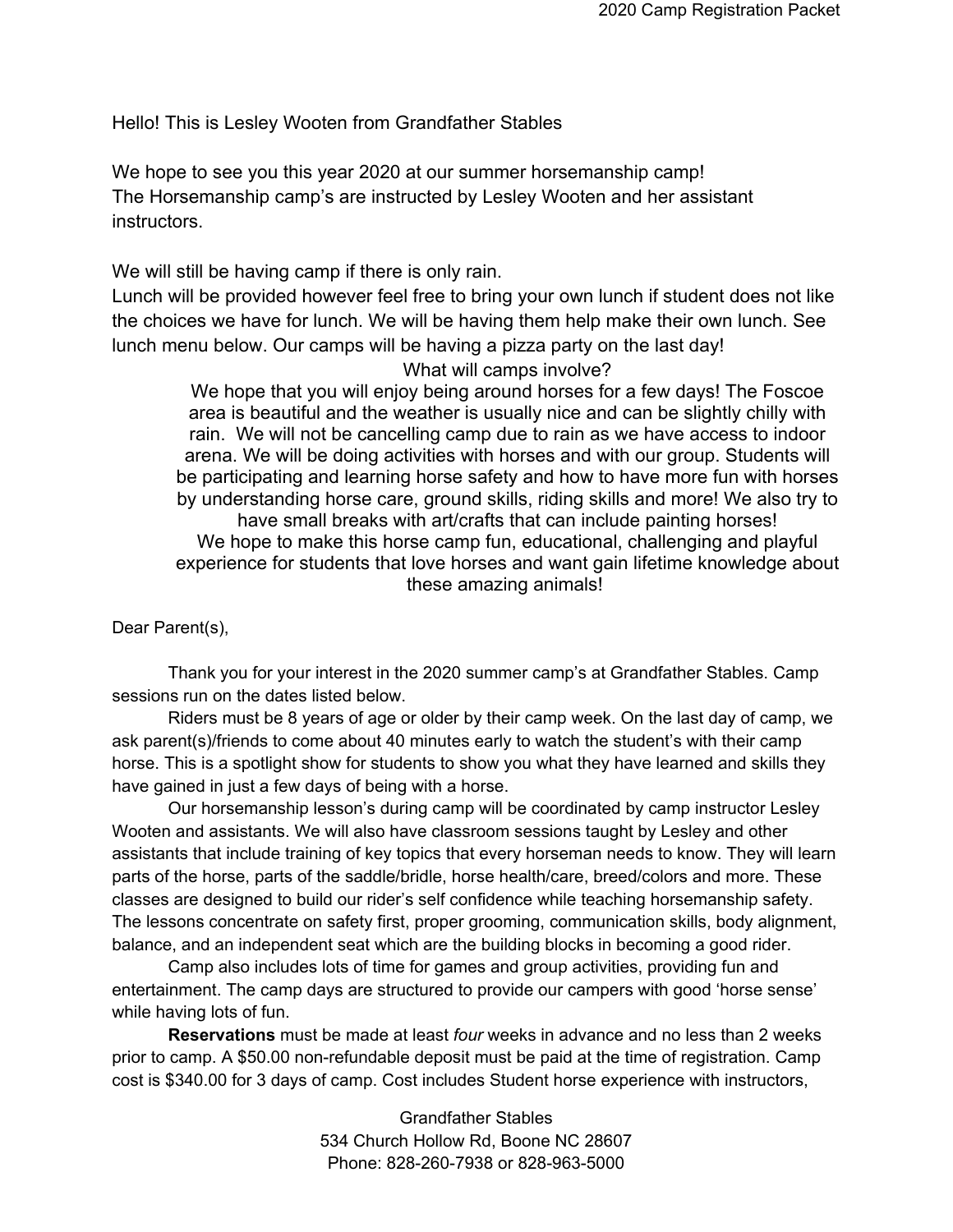Hello! This is Lesley Wooten from Grandfather Stables

We hope to see you this year 2020 at our summer horsemanship camp!
The Horsemanship camp's are instructed by Lesley Wooten and her assistant instructors.

We will still be having camp if there is only rain.
Lunch will be provided however feel free to bring your own lunch if student does not like the choices we have for lunch. We will be having them help make their own lunch. See lunch menu below. Our camps will be having a pizza party on the last day!

What will camps involve?

We hope that you will enjoy being around horses for a few days! The Foscoe area is beautiful and the weather is usually nice and can be slightly chilly with rain. We will not be cancelling camp due to rain as we have access to indoor arena. We will be doing activities with horses and with our group. Students will be participating and learning horse safety and how to have more fun with horses by understanding horse care, ground skills, riding skills and more! We also try to have small breaks with art/crafts that can include painting horses!
We hope to make this horse camp fun, educational, challenging and playful experience for students that love horses and want gain lifetime knowledge about these amazing animals!

Dear Parent(s),

Thank you for your interest in the 2020 summer camp's at Grandfather Stables. Camp sessions run on the dates listed below.

Riders must be 8 years of age or older by their camp week. On the last day of camp, we ask parent(s)/friends to come about 40 minutes early to watch the student's with their camp horse. This is a spotlight show for students to show you what they have learned and skills they have gained in just a few days of being with a horse.

Our horsemanship lesson's during camp will be coordinated by camp instructor Lesley Wooten and assistants. We will also have classroom sessions taught by Lesley and other assistants that include training of key topics that every horseman needs to know. They will learn parts of the horse, parts of the saddle/bridle, horse health/care, breed/colors and more. These classes are designed to build our rider's self confidence while teaching horsemanship safety. The lessons concentrate on safety first, proper grooming, communication skills, body alignment, balance, and an independent seat which are the building blocks in becoming a good rider.

Camp also includes lots of time for games and group activities, providing fun and entertainment. The camp days are structured to provide our campers with good 'horse sense' while having lots of fun.

**Reservations** must be made at least *four* weeks in advance and no less than 2 weeks prior to camp. A $50.00 non-refundable deposit must be paid at the time of registration. Camp cost is $340.00 for 3 days of camp. Cost includes Student horse experience with instructors,

Grandfather Stables
534 Church Hollow Rd, Boone NC 28607
Phone: 828-260-7938 or 828-963-5000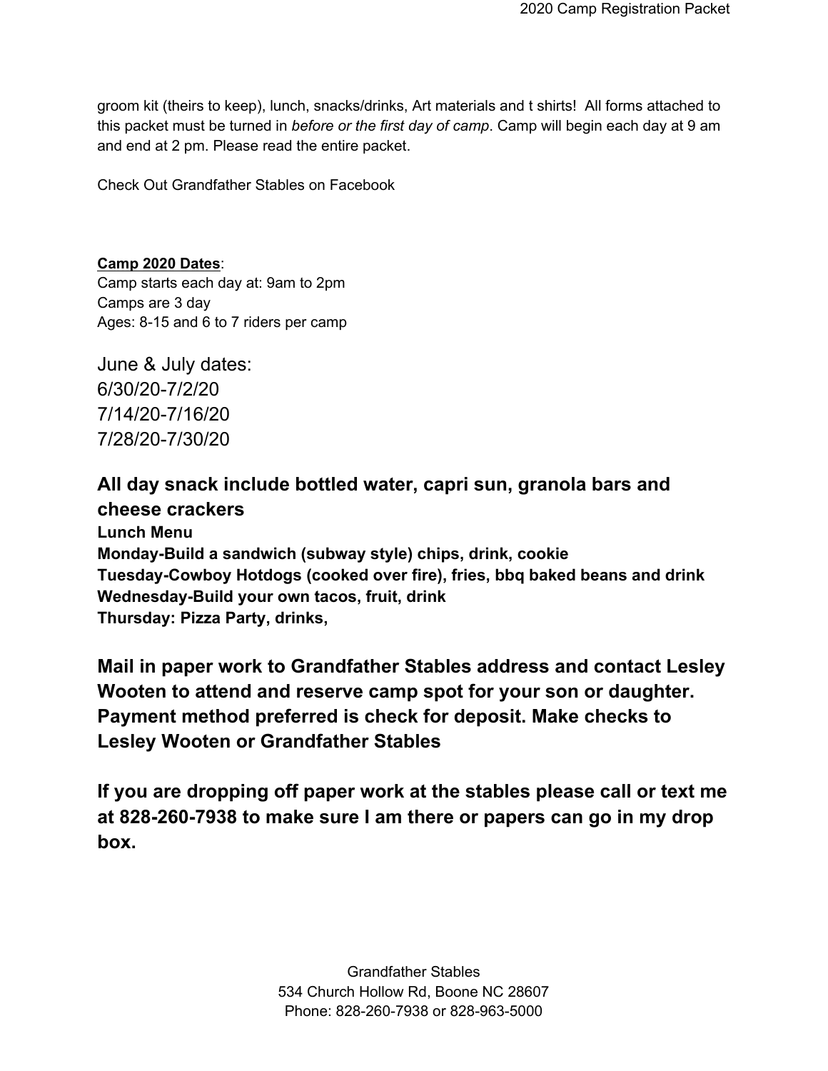groom kit (theirs to keep), lunch, snacks/drinks, Art materials and t shirts! All forms attached to this packet must be turned in *before or the first day of camp*. Camp will begin each day at 9 am and end at 2 pm. Please read the entire packet.

Check Out Grandfather Stables on Facebook

**Camp 2020 Dates**:
Camp starts each day at: 9am to 2pm
Camps are 3 day
Ages: 8-15 and 6 to 7 riders per camp

June & July dates:
6/30/20-7/2/20
7/14/20-7/16/20
7/28/20-7/30/20

## All day snack include bottled water, capri sun, granola bars and cheese crackers

**Lunch Menu**
**Monday-Build a sandwich (subway style) chips, drink, cookie**
**Tuesday-Cowboy Hotdogs (cooked over fire), fries, bbq baked beans and drink**
**Wednesday-Build your own tacos, fruit, drink**
**Thursday: Pizza Party, drinks,**

**Mail in paper work to Grandfather Stables address and contact Lesley Wooten to attend and reserve camp spot for your son or daughter. Payment method preferred is check for deposit. Make checks to Lesley Wooten or Grandfather Stables**

**If you are dropping off paper work at the stables please call or text me at 828-260-7938 to make sure I am there or papers can go in my drop box.**

Grandfather Stables
534 Church Hollow Rd, Boone NC 28607
Phone: 828-260-7938 or 828-963-5000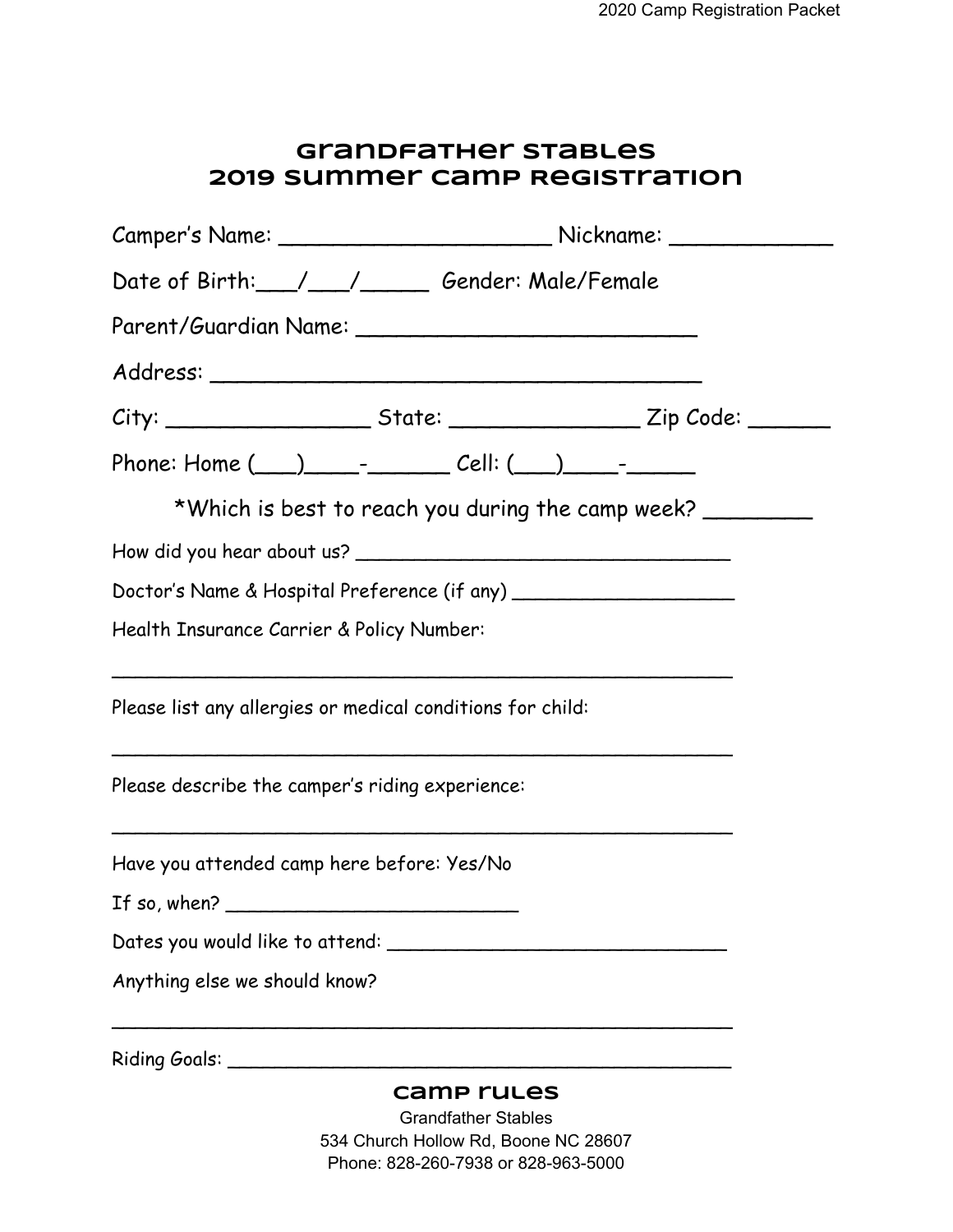# Grandfather Stables
# 2019 Summer Camp Registration

Camper's Name: ____________________ Nickname: ____________

Date of Birth:___/___/_____ Gender: Male/Female

Parent/Guardian Name: _________________________

Address: ____________________________________

City: _______________ State: ______________ Zip Code: ______

Phone: Home (___)____-______ Cell: (___)____-_____

*Which is best to reach you during the camp week? ________

How did you hear about us? ______________________________

Doctor's Name & Hospital Preference (if any) __________________

Health Insurance Carrier & Policy Number:

__________________________________________________

Please list any allergies or medical conditions for child:

__________________________________________________

Please describe the camper's riding experience:

__________________________________________________

Have you attended camp here before: Yes/No

If so, when? _________________________

Dates you would like to attend: ____________________________

Anything else we should know?

__________________________________________________

Riding Goals: ________________________________________

## Camp Rules

Grandfather Stables
534 Church Hollow Rd, Boone NC 28607
Phone: 828-260-7938 or 828-963-5000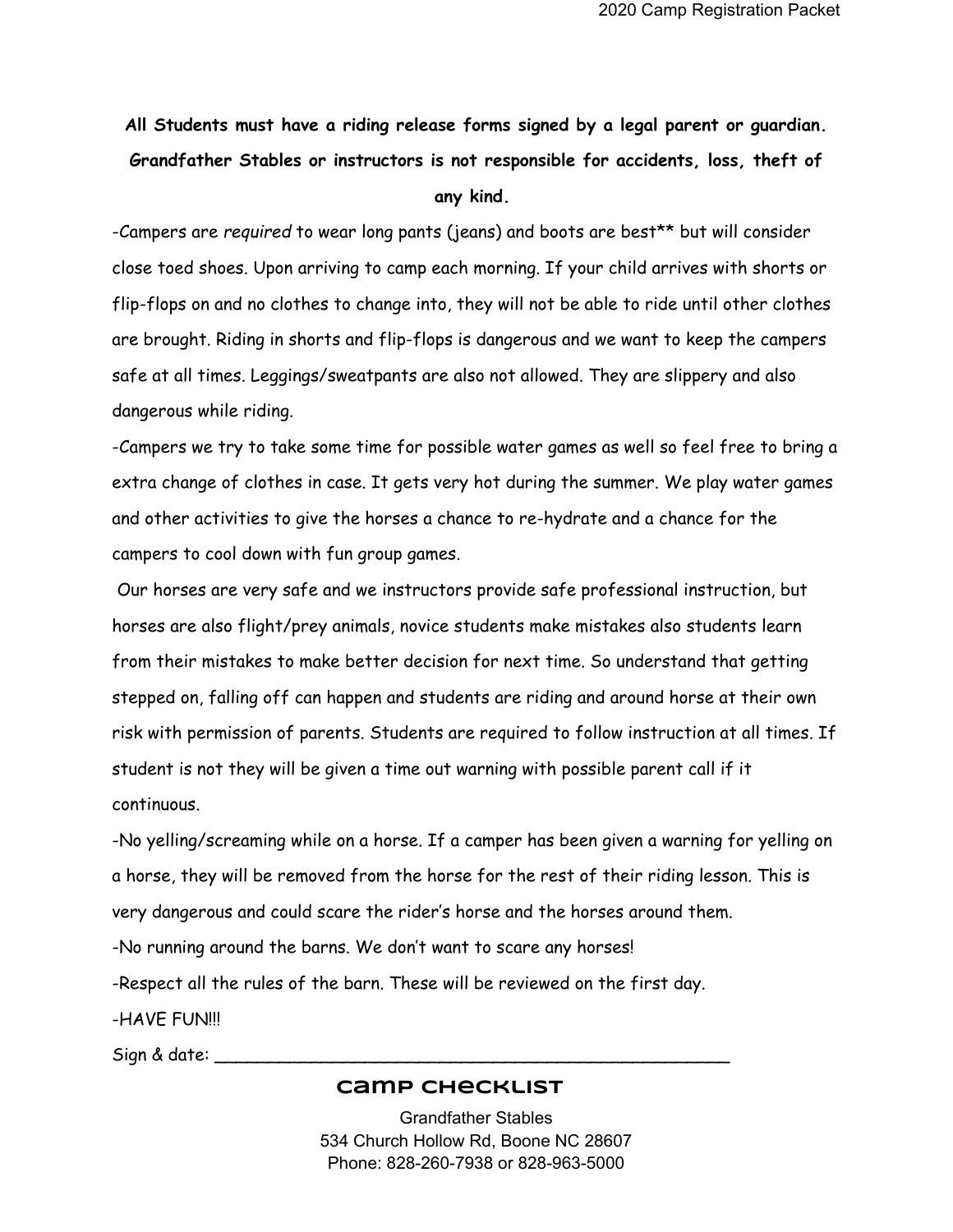**All Students must have a riding release forms signed by a legal parent or guardian. Grandfather Stables or instructors is not responsible for accidents, loss, theft of any kind.**

-Campers are *required* to wear long pants (jeans) and boots are best** but will consider close toed shoes. Upon arriving to camp each morning. If your child arrives with shorts or flip-flops on and no clothes to change into, they will not be able to ride until other clothes are brought. Riding in shorts and flip-flops is dangerous and we want to keep the campers safe at all times. Leggings/sweatpants are also not allowed. They are slippery and also dangerous while riding.

-Campers we try to take some time for possible water games as well so feel free to bring a extra change of clothes in case. It gets very hot during the summer. We play water games and other activities to give the horses a chance to re-hydrate and a chance for the campers to cool down with fun group games.

Our horses are very safe and we instructors provide safe professional instruction, but horses are also flight/prey animals, novice students make mistakes also students learn from their mistakes to make better decision for next time. So understand that getting stepped on, falling off can happen and students are riding and around horse at their own risk with permission of parents. Students are required to follow instruction at all times. If student is not they will be given a time out warning with possible parent call if it continuous.

-No yelling/screaming while on a horse. If a camper has been given a warning for yelling on a horse, they will be removed from the horse for the rest of their riding lesson. This is very dangerous and could scare the rider's horse and the horses around them.

-No running around the barns. We don't want to scare any horses!

-Respect all the rules of the barn. These will be reviewed on the first day.

-HAVE FUN!!!

Sign & date: ______________________________________________

## Camp Checklist

Grandfather Stables
534 Church Hollow Rd, Boone NC 28607
Phone: 828-260-7938 or 828-963-5000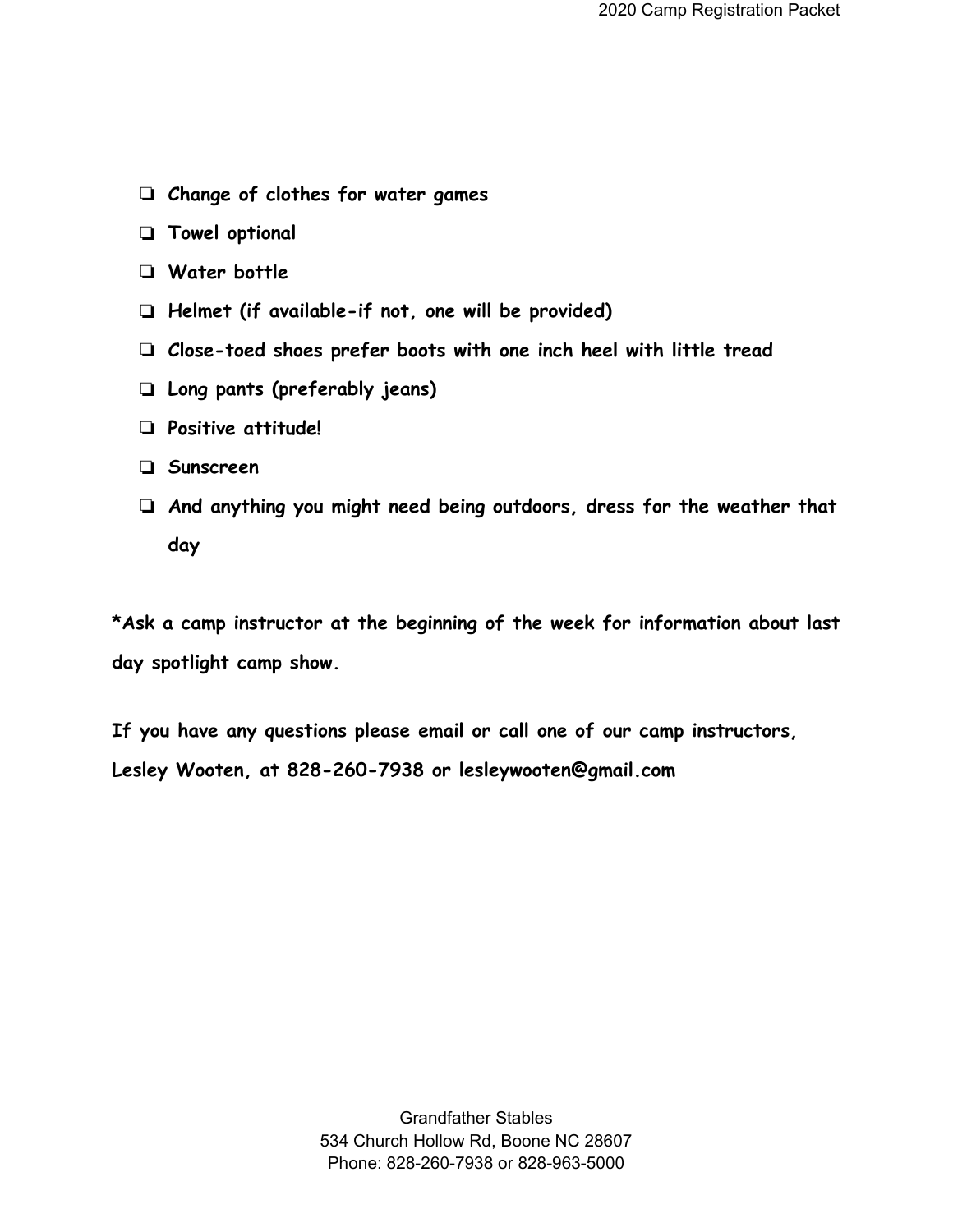- **Change of clothes for water games**
- **Towel optional**
- **Water bottle**
- **Helmet (if available-if not, one will be provided)**
- **Close-toed shoes prefer boots with one inch heel with little tread**
- **Long pants (preferably jeans)**
- **Positive attitude!**
- **Sunscreen**
- **And anything you might need being outdoors, dress for the weather that day**

**\*Ask a camp instructor at the beginning of the week for information about last day spotlight camp show.**

**If you have any questions please email or call one of our camp instructors, Lesley Wooten, at 828-260-7938 or lesleywooten@gmail.com**

Grandfather Stables
534 Church Hollow Rd, Boone NC 28607
Phone: 828-260-7938 or 828-963-5000